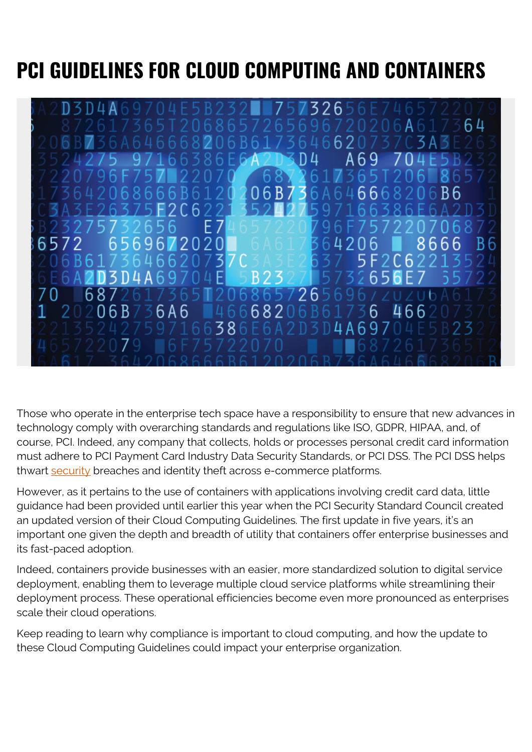# PCI GUIDELINES FOR CLOUD COMPUTING AND CONTAINERS

Those who operate in the enterprise tech space have a responsibility to ensure that new advances in technology comply with overarching standards and regulations like ISO, GDPR, HIPAA, and, of course, PCI. Indeed, any company that collects, holds or processes personal credit card information must adhere to PCI Payment Card Industry Data Security Standards, or PCI DSS. The PCI DSS helps thwart security breaches and identity theft across e-commerce platforms.

However, as it pertains to the use of containers with applications involving credit card data, little guidance had been provided until earlier this year when the PCI Security Standard Council created an updated version of their Cloud Computing Guidelines. The first update in five years, it's an important one given the depth and breadth of utility that containers offer enterprise businesses and its fast-paced adoption.

Indeed, containers provide businesses with an easier, more standardized solution to digital service deployment, enabling them to leverage multiple cloud service platforms while streamlining their deployment process. These operational efficiencies become even more pronounced as enterprises scale their cloud operations.

Keep reading to learn why compliance is important to cloud computing, and how the update to these Cloud Computing Guidelines could impact your enterprise organization.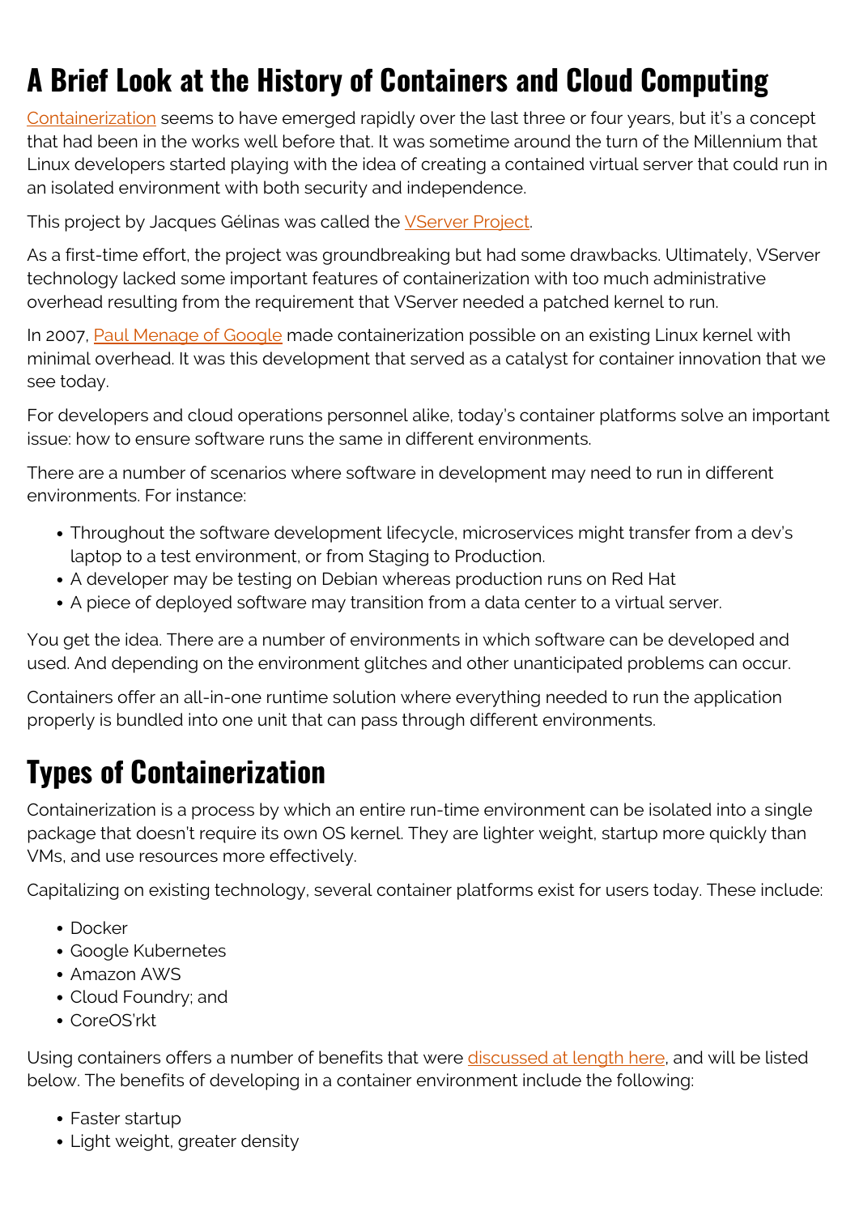## A Brief Look at the History of Containers and Cloud Computing

[Containerization](#) seems to have emerged rapidly over the last three or four years, but it's a concept that had been in the works well before that. It was sometime around the turn of the Millennium that Linux developers started playing with the idea of creating a contained virtual server that could run in an isolated environment with both security and independence.

This project by Jacques Gélinas was called the [VServer Project](#).

As a first-time effort, the project was groundbreaking but had some drawbacks. Ultimately, VServer technology lacked some important features of containerization with too much administrative overhead resulting from the requirement that VServer needed a patched kernel to run.

In 2007, [Paul Menage of Google](#) made containerization possible on an existing Linux kernel with minimal overhead. It was this development that served as a catalyst for container innovation that we see today.

For developers and cloud operations personnel alike, today's container platforms solve an important issue: how to ensure software runs the same in different environments.

There are a number of scenarios where software in development may need to run in different environments. For instance:

- Throughout the software development lifecycle, microservices might transfer from a dev's laptop to a test environment, or from Staging to Production.
- A developer may be testing on Debian whereas production runs on Red Hat
- A piece of deployed software may transition from a data center to a virtual server.

You get the idea. There are a number of environments in which software can be developed and used. And depending on the environment glitches and other unanticipated problems can occur.

Containers offer an all-in-one runtime solution where everything needed to run the application properly is bundled into one unit that can pass through different environments.

## Types of Containerization

Containerization is a process by which an entire run-time environment can be isolated into a single package that doesn't require its own OS kernel. They are lighter weight, startup more quickly than VMs, and use resources more effectively.

Capitalizing on existing technology, several container platforms exist for users today. These include:

- Docker
- Google Kubernetes
- Amazon AWS
- Cloud Foundry; and
- CoreOS'rkt

Using containers offers a number of benefits that were [discussed at length here](#), and will be listed below. The benefits of developing in a container environment include the following:

- Faster startup
- Light weight, greater density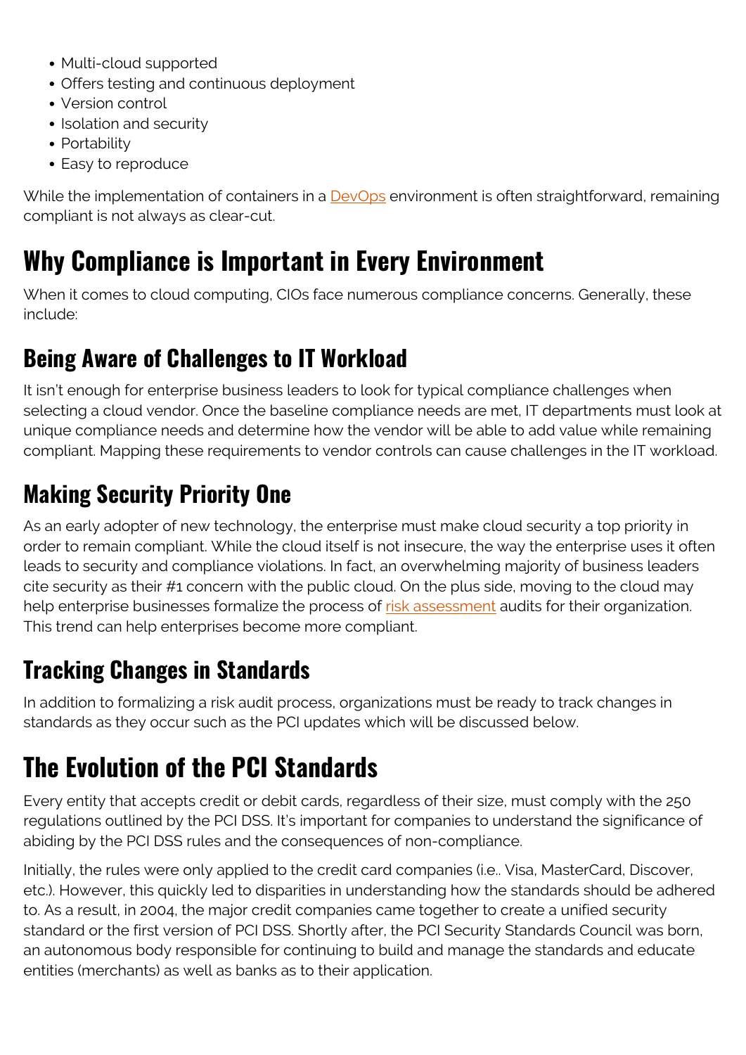- Multi-cloud supported
- Offers testing and continuous deployment
- Version control
- Isolation and security
- Portability
- Easy to reproduce

While the implementation of containers in a [DevOps](DevOps) environment is often straightforward, remaining compliant is not always as clear-cut.

# Why Compliance is Important in Every Environment

When it comes to cloud computing, CIOs face numerous compliance concerns. Generally, these include:

## Being Aware of Challenges to IT Workload

It isn't enough for enterprise business leaders to look for typical compliance challenges when selecting a cloud vendor. Once the baseline compliance needs are met, IT departments must look at unique compliance needs and determine how the vendor will be able to add value while remaining compliant. Mapping these requirements to vendor controls can cause challenges in the IT workload.

## Making Security Priority One

As an early adopter of new technology, the enterprise must make cloud security a top priority in order to remain compliant. While the cloud itself is not insecure, the way the enterprise uses it often leads to security and compliance violations. In fact, an overwhelming majority of business leaders cite security as their #1 concern with the public cloud. On the plus side, moving to the cloud may help enterprise businesses formalize the process of [risk assessment](risk assessment) audits for their organization. This trend can help enterprises become more compliant.

## Tracking Changes in Standards

In addition to formalizing a risk audit process, organizations must be ready to track changes in standards as they occur such as the PCI updates which will be discussed below.

# The Evolution of the PCI Standards

Every entity that accepts credit or debit cards, regardless of their size, must comply with the 250 regulations outlined by the PCI DSS. It's important for companies to understand the significance of abiding by the PCI DSS rules and the consequences of non-compliance.

Initially, the rules were only applied to the credit card companies (i.e.. Visa, MasterCard, Discover, etc.). However, this quickly led to disparities in understanding how the standards should be adhered to. As a result, in 2004, the major credit companies came together to create a unified security standard or the first version of PCI DSS. Shortly after, the PCI Security Standards Council was born, an autonomous body responsible for continuing to build and manage the standards and educate entities (merchants) as well as banks as to their application.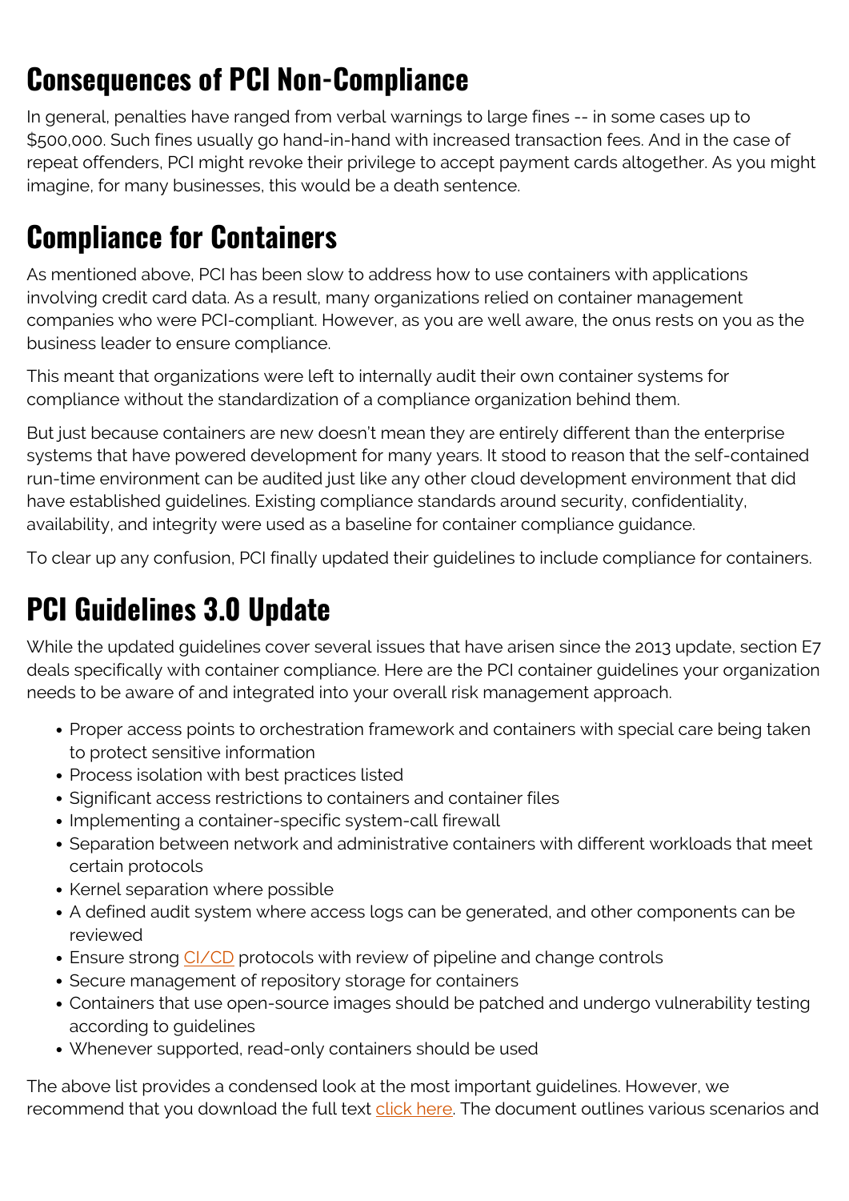## Consequences of PCI Non-Compliance

In general, penalties have ranged from verbal warnings to large fines -- in some cases up to $500,000. Such fines usually go hand-in-hand with increased transaction fees. And in the case of repeat offenders, PCI might revoke their privilege to accept payment cards altogether. As you might imagine, for many businesses, this would be a death sentence.

## Compliance for Containers

As mentioned above, PCI has been slow to address how to use containers with applications involving credit card data. As a result, many organizations relied on container management companies who were PCI-compliant. However, as you are well aware, the onus rests on you as the business leader to ensure compliance.

This meant that organizations were left to internally audit their own container systems for compliance without the standardization of a compliance organization behind them.

But just because containers are new doesn't mean they are entirely different than the enterprise systems that have powered development for many years. It stood to reason that the self-contained run-time environment can be audited just like any other cloud development environment that did have established guidelines. Existing compliance standards around security, confidentiality, availability, and integrity were used as a baseline for container compliance guidance.

To clear up any confusion, PCI finally updated their guidelines to include compliance for containers.

## PCI Guidelines 3.0 Update

While the updated guidelines cover several issues that have arisen since the 2013 update, section E7 deals specifically with container compliance. Here are the PCI container guidelines your organization needs to be aware of and integrated into your overall risk management approach.

- Proper access points to orchestration framework and containers with special care being taken to protect sensitive information
- Process isolation with best practices listed
- Significant access restrictions to containers and container files
- Implementing a container-specific system-call firewall
- Separation between network and administrative containers with different workloads that meet certain protocols
- Kernel separation where possible
- A defined audit system where access logs can be generated, and other components can be reviewed
- Ensure strong CI/CD protocols with review of pipeline and change controls
- Secure management of repository storage for containers
- Containers that use open-source images should be patched and undergo vulnerability testing according to guidelines
- Whenever supported, read-only containers should be used

The above list provides a condensed look at the most important guidelines. However, we recommend that you download the full text click here. The document outlines various scenarios and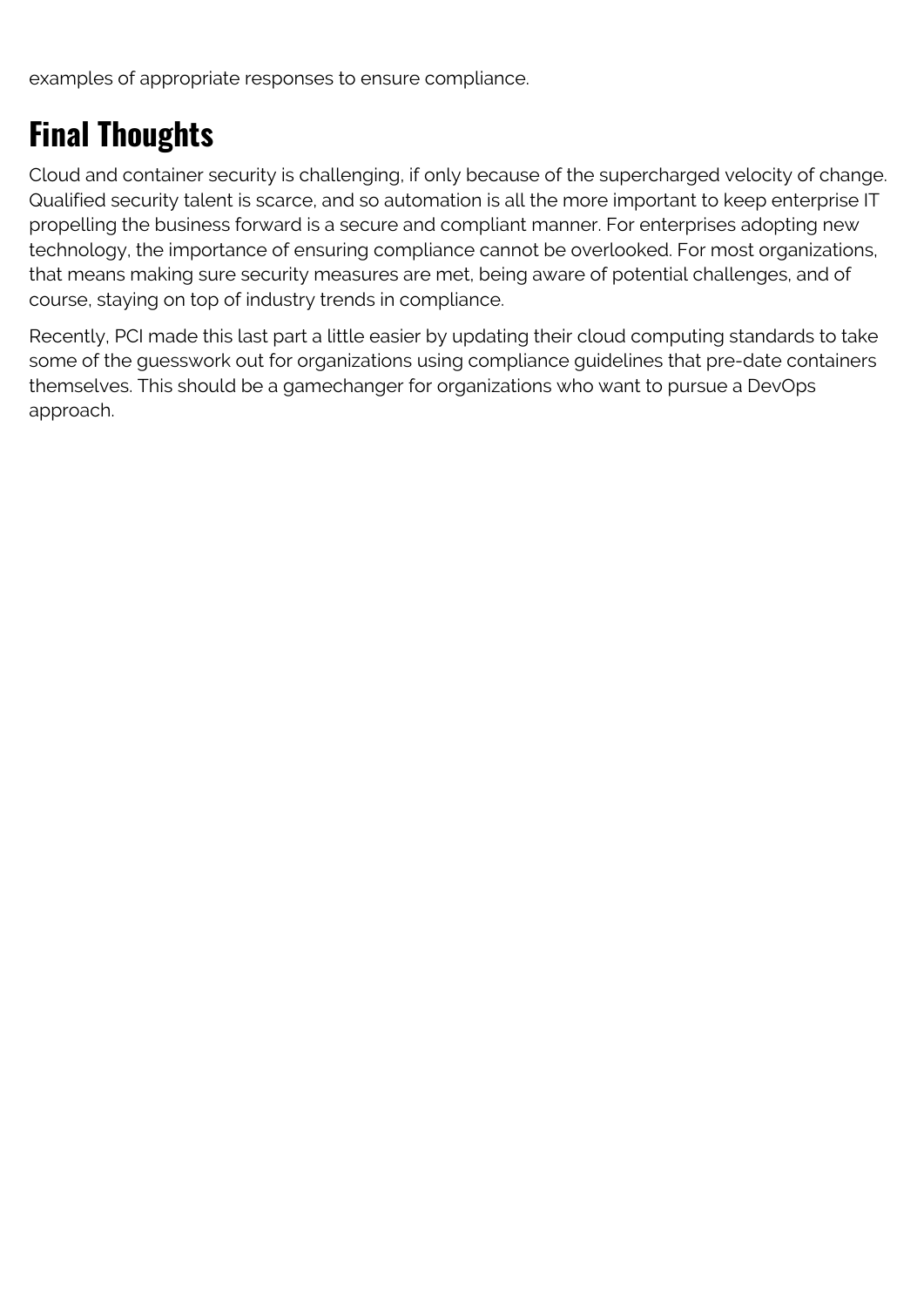examples of appropriate responses to ensure compliance.

## Final Thoughts

Cloud and container security is challenging, if only because of the supercharged velocity of change. Qualified security talent is scarce, and so automation is all the more important to keep enterprise IT propelling the business forward is a secure and compliant manner. For enterprises adopting new technology, the importance of ensuring compliance cannot be overlooked. For most organizations, that means making sure security measures are met, being aware of potential challenges, and of course, staying on top of industry trends in compliance.

Recently, PCI made this last part a little easier by updating their cloud computing standards to take some of the guesswork out for organizations using compliance guidelines that pre-date containers themselves. This should be a gamechanger for organizations who want to pursue a DevOps approach.